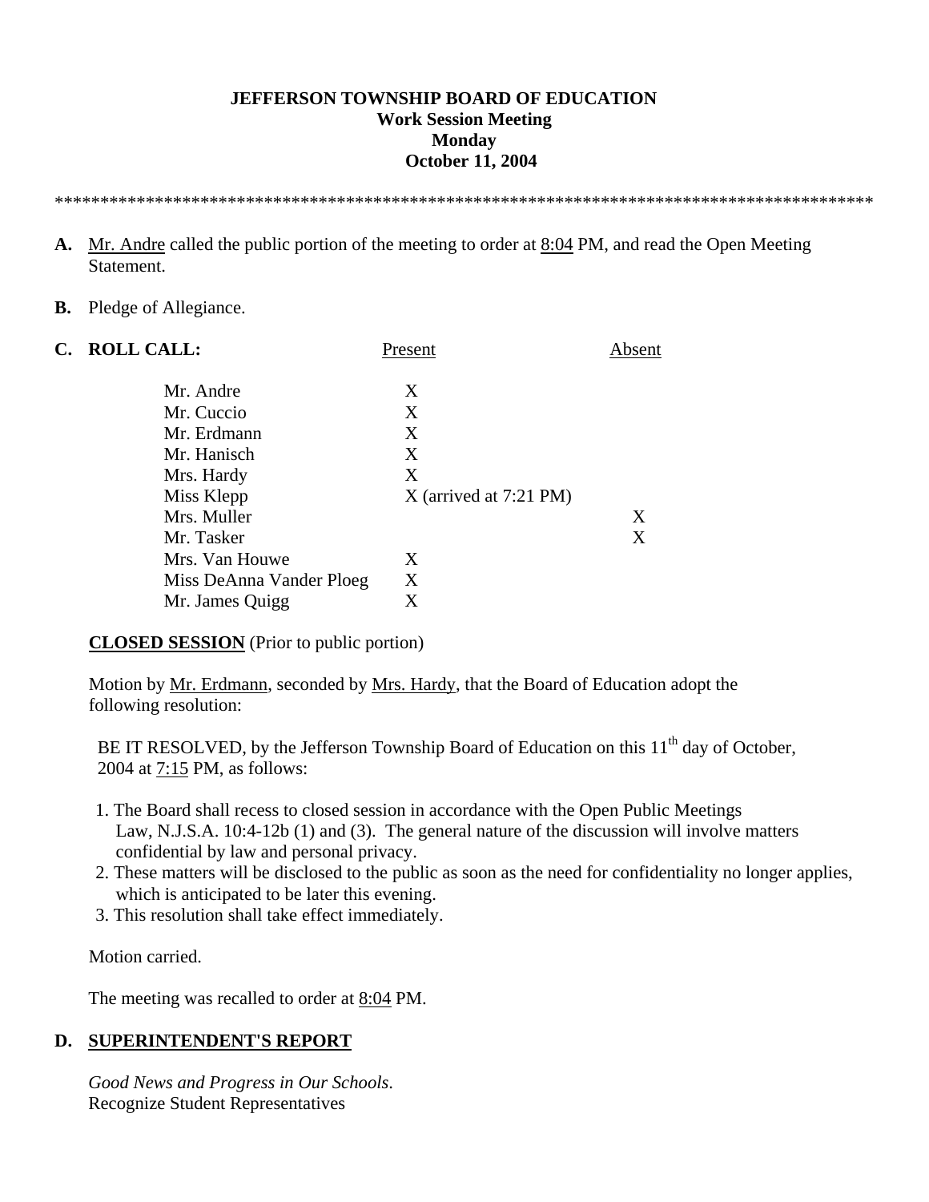**JEFFERSON TOWNSHIP BOARD OF EDUCATION**
**Work Session Meeting**
**Monday**
**October 11, 2004**

*******************************************************************************************

**A.** Mr. Andre called the public portion of the meeting to order at 8:04 PM, and read the Open Meeting Statement.

**B.** Pledge of Allegiance.

**C. ROLL CALL:**

| | Present | Absent |
|---|---|---|
| Mr. Andre | X | |
| Mr. Cuccio | X | |
| Mr. Erdmann | X | |
| Mr. Hanisch | X | |
| Mrs. Hardy | X | |
| Miss Klepp | X (arrived at 7:21 PM) | |
| Mrs. Muller | | X |
| Mr. Tasker | | X |
| Mrs. Van Houwe | X | |
| Miss DeAnna Vander Ploeg | X | |
| Mr. James Quigg | X | |

**CLOSED SESSION** (Prior to public portion)

Motion by Mr. Erdmann, seconded by Mrs. Hardy, that the Board of Education adopt the following resolution:

BE IT RESOLVED, by the Jefferson Township Board of Education on this 11th day of October, 2004 at 7:15 PM, as follows:

1. The Board shall recess to closed session in accordance with the Open Public Meetings Law, N.J.S.A. 10:4-12b (1) and (3). The general nature of the discussion will involve matters confidential by law and personal privacy.
2. These matters will be disclosed to the public as soon as the need for confidentiality no longer applies, which is anticipated to be later this evening.
3. This resolution shall take effect immediately.

Motion carried.

The meeting was recalled to order at 8:04 PM.

**D. SUPERINTENDENT'S REPORT**

*Good News and Progress in Our Schools*.
Recognize Student Representatives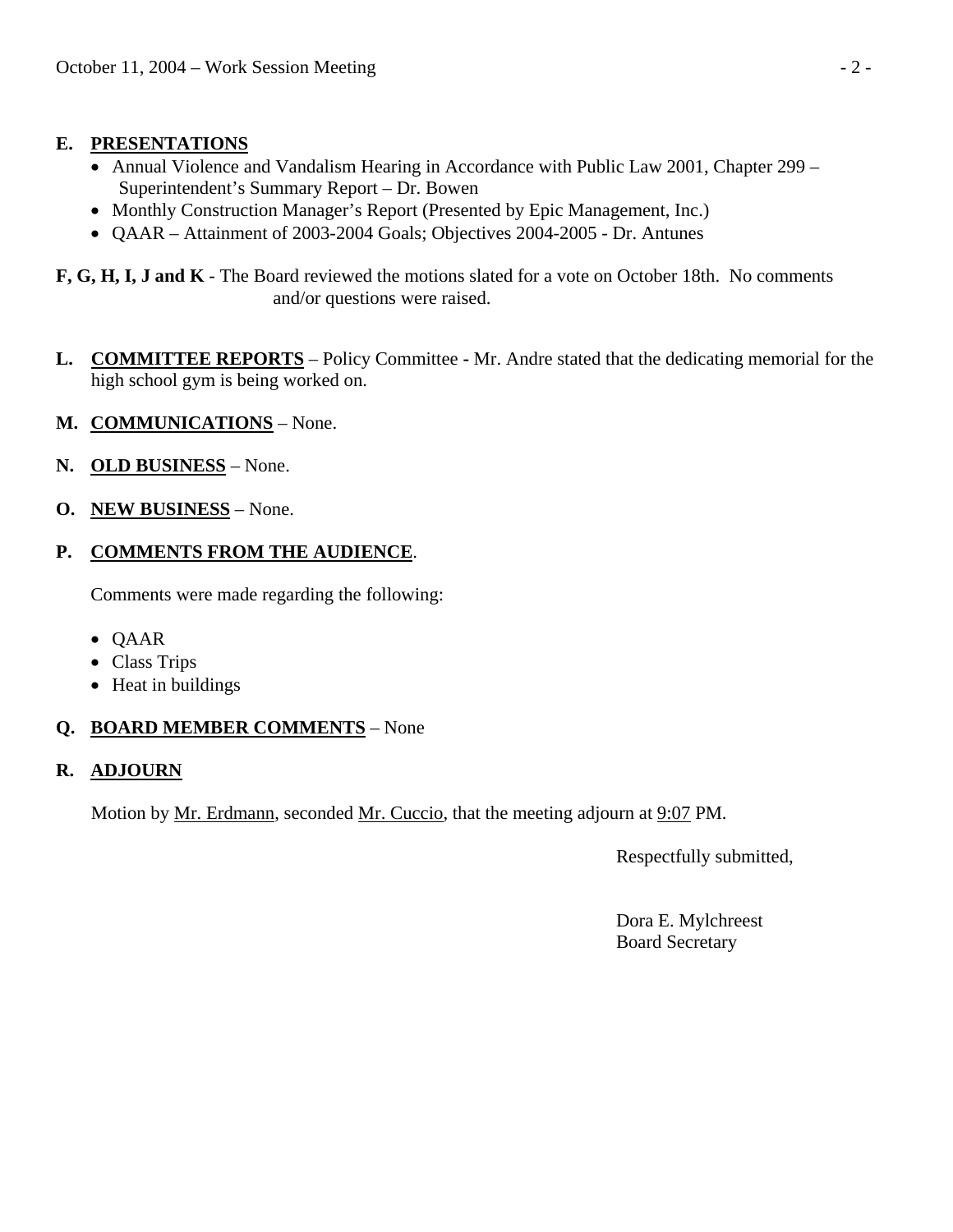**E. <u>PRESENTATIONS</u>**

- Annual Violence and Vandalism Hearing in Accordance with Public Law 2001, Chapter 299 – Superintendent's Summary Report – Dr. Bowen
- Monthly Construction Manager's Report (Presented by Epic Management, Inc.)
- QAAR – Attainment of 2003-2004 Goals; Objectives 2004-2005 - Dr. Antunes

**F, G, H, I, J and K** - The Board reviewed the motions slated for a vote on October 18th. No comments and/or questions were raised.

**L. <u>COMMITTEE REPORTS</u>** – Policy Committee **-** Mr. Andre stated that the dedicating memorial for the high school gym is being worked on.

**M. <u>COMMUNICATIONS</u>** – None.

**N. <u>OLD BUSINESS</u>** – None.

**O. <u>NEW BUSINESS</u>** – None.

**P. <u>COMMENTS FROM THE AUDIENCE</u>**.

Comments were made regarding the following:

- QAAR
- Class Trips
- Heat in buildings

**Q. <u>BOARD MEMBER COMMENTS</u>** – None

**R. <u>ADJOURN</u>**

Motion by <u>Mr. Erdmann</u>, seconded <u>Mr. Cuccio</u>, that the meeting adjourn at <u>9:07</u> PM.

Respectfully submitted,

Dora E. Mylchreest
Board Secretary